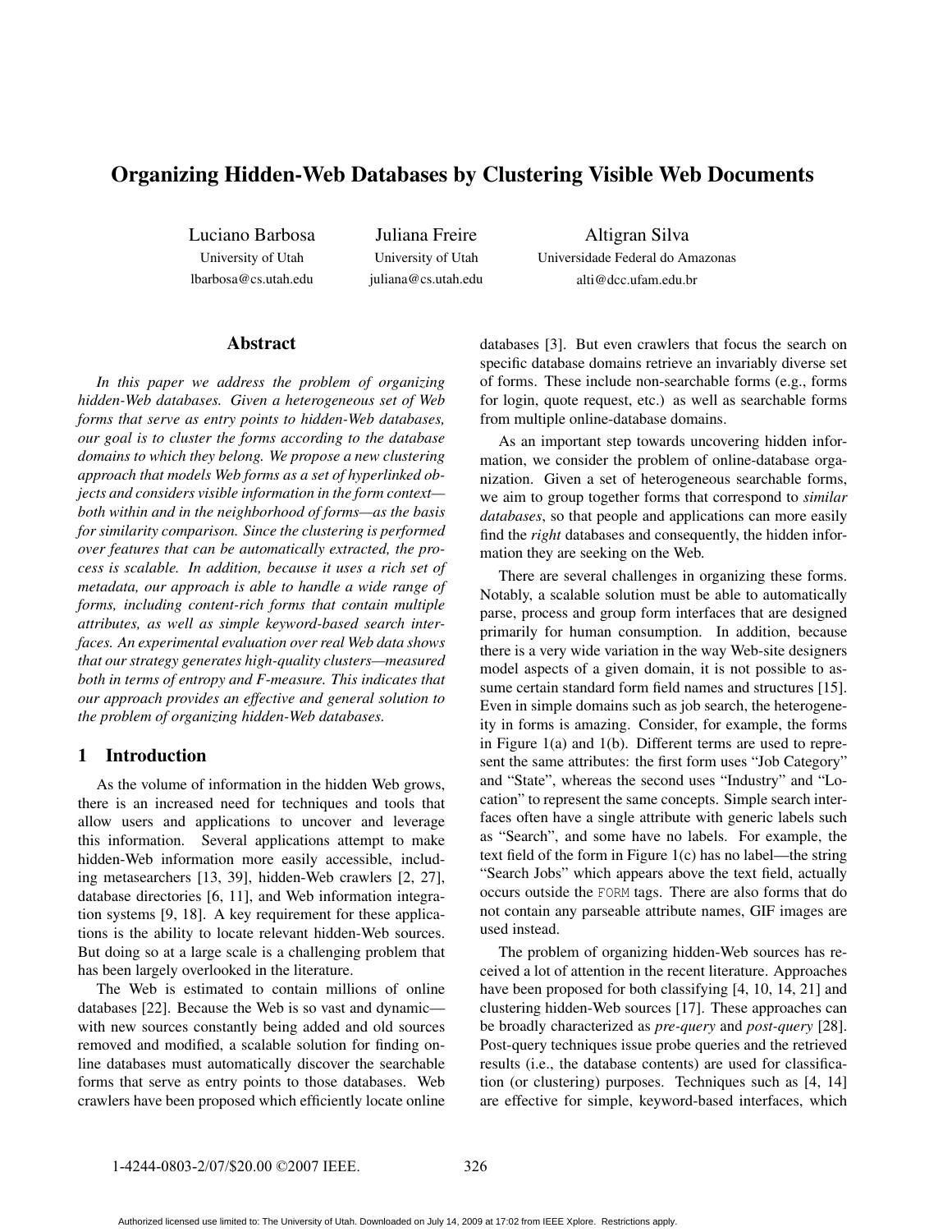# Organizing Hidden-Web Databases by Clustering Visible Web Documents

Luciano Barbosa
University of Utah
lbarbosa@cs.utah.edu

Juliana Freire
University of Utah
juliana@cs.utah.edu

Altigran Silva
Universidade Federal do Amazonas
alti@dcc.ufam.edu.br

## Abstract

*In this paper we address the problem of organizing hidden-Web databases. Given a heterogeneous set of Web forms that serve as entry points to hidden-Web databases, our goal is to cluster the forms according to the database domains to which they belong. We propose a new clustering approach that models Web forms as a set of hyperlinked objects and considers visible information in the form context—both within and in the neighborhood of forms—as the basis for similarity comparison. Since the clustering is performed over features that can be automatically extracted, the process is scalable. In addition, because it uses a rich set of metadata, our approach is able to handle a wide range of forms, including content-rich forms that contain multiple attributes, as well as simple keyword-based search interfaces. An experimental evaluation over real Web data shows that our strategy generates high-quality clusters—measured both in terms of entropy and F-measure. This indicates that our approach provides an effective and general solution to the problem of organizing hidden-Web databases.*

## 1 Introduction

As the volume of information in the hidden Web grows, there is an increased need for techniques and tools that allow users and applications to uncover and leverage this information. Several applications attempt to make hidden-Web information more easily accessible, including metasearchers [13, 39], hidden-Web crawlers [2, 27], database directories [6, 11], and Web information integration systems [9, 18]. A key requirement for these applications is the ability to locate relevant hidden-Web sources. But doing so at a large scale is a challenging problem that has been largely overlooked in the literature.

The Web is estimated to contain millions of online databases [22]. Because the Web is so vast and dynamic—with new sources constantly being added and old sources removed and modified, a scalable solution for finding online databases must automatically discover the searchable forms that serve as entry points to those databases. Web crawlers have been proposed which efficiently locate online databases [3]. But even crawlers that focus the search on specific database domains retrieve an invariably diverse set of forms. These include non-searchable forms (e.g., forms for login, quote request, etc.) as well as searchable forms from multiple online-database domains.

As an important step towards uncovering hidden information, we consider the problem of online-database organization. Given a set of heterogeneous searchable forms, we aim to group together forms that correspond to *similar databases*, so that people and applications can more easily find the *right* databases and consequently, the hidden information they are seeking on the Web.

There are several challenges in organizing these forms. Notably, a scalable solution must be able to automatically parse, process and group form interfaces that are designed primarily for human consumption. In addition, because there is a very wide variation in the way Web-site designers model aspects of a given domain, it is not possible to assume certain standard form field names and structures [15]. Even in simple domains such as job search, the heterogeneity in forms is amazing. Consider, for example, the forms in Figure 1(a) and 1(b). Different terms are used to represent the same attributes: the first form uses "Job Category" and "State", whereas the second uses "Industry" and "Location" to represent the same concepts. Simple search interfaces often have a single attribute with generic labels such as "Search", and some have no labels. For example, the text field of the form in Figure 1(c) has no label—the string "Search Jobs" which appears above the text field, actually occurs outside the `FORM` tags. There are also forms that do not contain any parseable attribute names, GIF images are used instead.

The problem of organizing hidden-Web sources has received a lot of attention in the recent literature. Approaches have been proposed for both classifying [4, 10, 14, 21] and clustering hidden-Web sources [17]. These approaches can be broadly characterized as *pre-query* and *post-query* [28]. Post-query techniques issue probe queries and the retrieved results (i.e., the database contents) are used for classification (or clustering) purposes. Techniques such as [4, 14] are effective for simple, keyword-based interfaces, which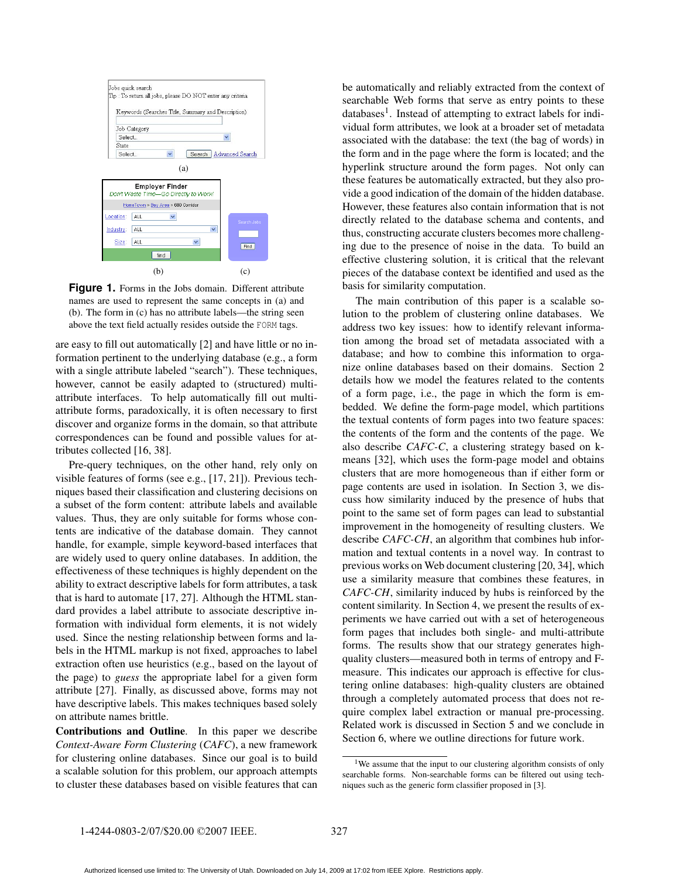Figure 1. Forms in the Jobs domain. Different attribute names are used to represent the same concepts in (a) and (b). The form in (c) has no attribute labels—the string seen above the text field actually resides outside the FORM tags.

are easy to fill out automatically [2] and have little or no information pertinent to the underlying database (e.g., a form with a single attribute labeled "search"). These techniques, however, cannot be easily adapted to (structured) multi-attribute interfaces. To help automatically fill out multi-attribute forms, paradoxically, it is often necessary to first discover and organize forms in the domain, so that attribute correspondences can be found and possible values for attributes collected [16, 38].

Pre-query techniques, on the other hand, rely only on visible features of forms (see e.g., [17, 21]). Previous techniques based their classification and clustering decisions on a subset of the form content: attribute labels and available values. Thus, they are only suitable for forms whose contents are indicative of the database domain. They cannot handle, for example, simple keyword-based interfaces that are widely used to query online databases. In addition, the effectiveness of these techniques is highly dependent on the ability to extract descriptive labels for form attributes, a task that is hard to automate [17, 27]. Although the HTML standard provides a label attribute to associate descriptive information with individual form elements, it is not widely used. Since the nesting relationship between forms and labels in the HTML markup is not fixed, approaches to label extraction often use heuristics (e.g., based on the layout of the page) to *guess* the appropriate label for a given form attribute [27]. Finally, as discussed above, forms may not have descriptive labels. This makes techniques based solely on attribute names brittle.

**Contributions and Outline**. In this paper we describe *Context-Aware Form Clustering* (*CAFC*), a new framework for clustering online databases. Since our goal is to build a scalable solution for this problem, our approach attempts to cluster these databases based on visible features that can be automatically and reliably extracted from the context of searchable Web forms that serve as entry points to these databases[1]. Instead of attempting to extract labels for individual form attributes, we look at a broader set of metadata associated with the database: the text (the bag of words) in the form and in the page where the form is located; and the hyperlink structure around the form pages. Not only can these features be automatically extracted, but they also provide a good indication of the domain of the hidden database. However, these features also contain information that is not directly related to the database schema and contents, and thus, constructing accurate clusters becomes more challenging due to the presence of noise in the data. To build an effective clustering solution, it is critical that the relevant pieces of the database context be identified and used as the basis for similarity computation.

The main contribution of this paper is a scalable solution to the problem of clustering online databases. We address two key issues: how to identify relevant information among the broad set of metadata associated with a database; and how to combine this information to organize online databases based on their domains. Section 2 details how we model the features related to the contents of a form page, i.e., the page in which the form is embedded. We define the form-page model, which partitions the textual contents of form pages into two feature spaces: the contents of the form and the contents of the page. We also describe *CAFC-C*, a clustering strategy based on k-means [32], which uses the form-page model and obtains clusters that are more homogeneous than if either form or page contents are used in isolation. In Section 3, we discuss how similarity induced by the presence of hubs that point to the same set of form pages can lead to substantial improvement in the homogeneity of resulting clusters. We describe *CAFC-CH*, an algorithm that combines hub information and textual contents in a novel way. In contrast to previous works on Web document clustering [20, 34], which use a similarity measure that combines these features, in *CAFC-CH*, similarity induced by hubs is reinforced by the content similarity. In Section 4, we present the results of experiments we have carried out with a set of heterogeneous form pages that includes both single- and multi-attribute forms. The results show that our strategy generates high-quality clusters—measured both in terms of entropy and F-measure. This indicates our approach is effective for clustering online databases: high-quality clusters are obtained through a completely automated process that does not require complex label extraction or manual pre-processing. Related work is discussed in Section 5 and we conclude in Section 6, where we outline directions for future work.

[1] We assume that the input to our clustering algorithm consists of only searchable forms. Non-searchable forms can be filtered out using techniques such as the generic form classifier proposed in [3].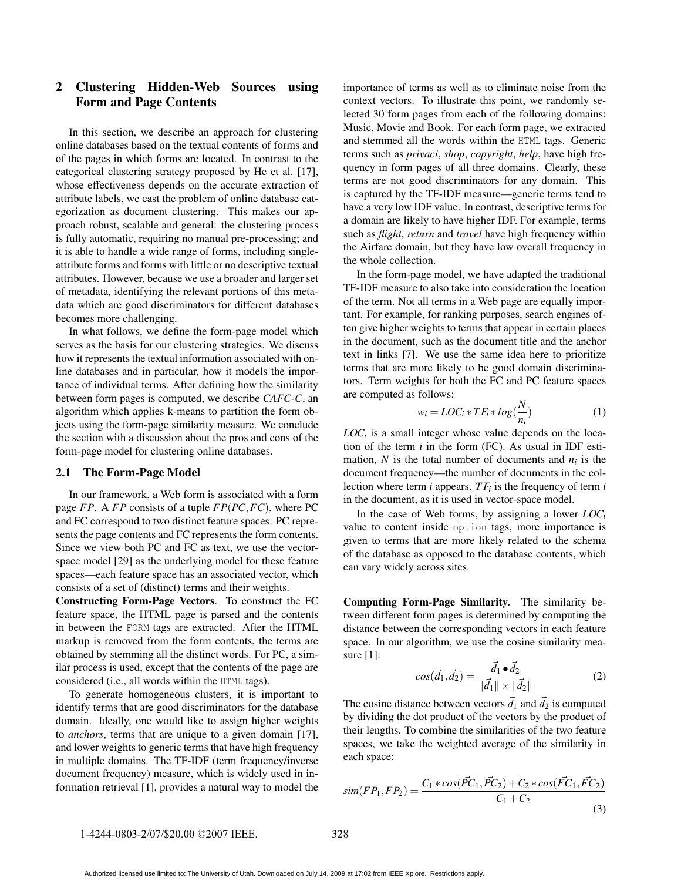## 2 Clustering Hidden-Web Sources using Form and Page Contents

In this section, we describe an approach for clustering online databases based on the textual contents of forms and of the pages in which forms are located. In contrast to the categorical clustering strategy proposed by He et al. [17], whose effectiveness depends on the accurate extraction of attribute labels, we cast the problem of online database categorization as document clustering. This makes our approach robust, scalable and general: the clustering process is fully automatic, requiring no manual pre-processing; and it is able to handle a wide range of forms, including single-attribute forms and forms with little or no descriptive textual attributes. However, because we use a broader and larger set of metadata, identifying the relevant portions of this metadata which are good discriminators for different databases becomes more challenging.

In what follows, we define the form-page model which serves as the basis for our clustering strategies. We discuss how it represents the textual information associated with online databases and in particular, how it models the importance of individual terms. After defining how the similarity between form pages is computed, we describe *CAFC-C*, an algorithm which applies k-means to partition the form objects using the form-page similarity measure. We conclude the section with a discussion about the pros and cons of the form-page model for clustering online databases.

### 2.1 The Form-Page Model

In our framework, a Web form is associated with a form page $FP$. A $FP$ consists of a tuple $FP(PC, FC)$, where PC and FC correspond to two distinct feature spaces: PC represents the page contents and FC represents the form contents. Since we view both PC and FC as text, we use the vector-space model [29] as the underlying model for these feature spaces—each feature space has an associated vector, which consists of a set of (distinct) terms and their weights.

**Constructing Form-Page Vectors**. To construct the FC feature space, the HTML page is parsed and the contents in between the `FORM` tags are extracted. After the HTML markup is removed from the form contents, the terms are obtained by stemming all the distinct words. For PC, a similar process is used, except that the contents of the page are considered (i.e., all words within the `HTML` tags).

To generate homogeneous clusters, it is important to identify terms that are good discriminators for the database domain. Ideally, one would like to assign higher weights to *anchors*, terms that are unique to a given domain [17], and lower weights to generic terms that have high frequency in multiple domains. The TF-IDF (term frequency/inverse document frequency) measure, which is widely used in information retrieval [1], provides a natural way to model the importance of terms as well as to eliminate noise from the context vectors. To illustrate this point, we randomly selected 30 form pages from each of the following domains: Music, Movie and Book. For each form page, we extracted and stemmed all the words within the `HTML` tags. Generic terms such as *privaci*, *shop*, *copyright*, *help*, have high frequency in form pages of all three domains. Clearly, these terms are not good discriminators for any domain. This is captured by the TF-IDF measure—generic terms tend to have a very low IDF value. In contrast, descriptive terms for a domain are likely to have higher IDF. For example, terms such as *flight*, *return* and *travel* have high frequency within the Airfare domain, but they have low overall frequency in the whole collection.

In the form-page model, we have adapted the traditional TF-IDF measure to also take into consideration the location of the term. Not all terms in a Web page are equally important. For example, for ranking purposes, search engines often give higher weights to terms that appear in certain places in the document, such as the document title and the anchor text in links [7]. We use the same idea here to prioritize terms that are more likely to be good domain discriminators. Term weights for both the FC and PC feature spaces are computed as follows:

$$w_i = LOC_i * TF_i * log(\frac{N}{n_i}) \tag{1}$$

$LOC_i$ is a small integer whose value depends on the location of the term $i$ in the form (FC). As usual in IDF estimation, $N$ is the total number of documents and $n_i$ is the document frequency—the number of documents in the collection where term $i$ appears. $TF_i$ is the frequency of term $i$ in the document, as it is used in vector-space model.

In the case of Web forms, by assigning a lower $LOC_i$ value to content inside `option` tags, more importance is given to terms that are more likely related to the schema of the database as opposed to the database contents, which can vary widely across sites.

**Computing Form-Page Similarity.** The similarity between different form pages is determined by computing the distance between the corresponding vectors in each feature space. In our algorithm, we use the cosine similarity measure [1]:

$$cos(\vec{d_1}, \vec{d_2}) = \frac{\vec{d_1} \bullet \vec{d_2}}{\|\vec{d_1}\| \times \|\vec{d_2}\|} \tag{2}$$

The cosine distance between vectors $\vec{d_1}$ and $\vec{d_2}$ is computed by dividing the dot product of the vectors by the product of their lengths. To combine the similarities of the two feature spaces, we take the weighted average of the similarity in each space:

$$sim(FP_1, FP_2) = \frac{C_1 * cos(\vec{PC_1}, \vec{PC_2}) + C_2 * cos(\vec{FC_1}, \vec{FC_2})}{C_1 + C_2} \tag{3}$$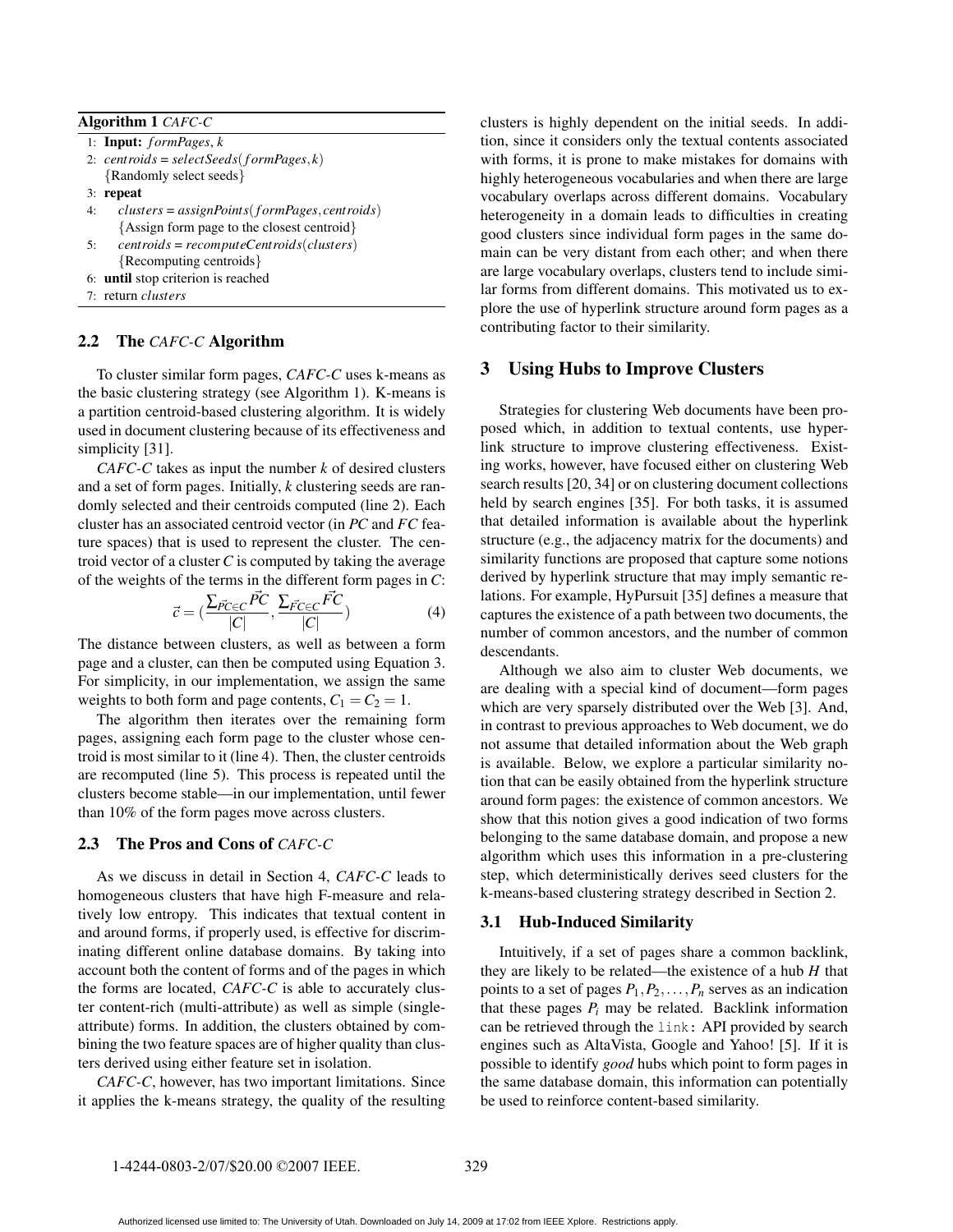**Algorithm 1** *CAFC-C*

```
1: Input: formPages, k
2: centroids = selectSeeds(formPages, k)
   {Randomly select seeds}
3: repeat
4:    clusters = assignPoints(formPages, centroids)
      {Assign form page to the closest centroid}
5:    centroids = recomputeCentroids(clusters)
      {Recomputing centroids}
6: until stop criterion is reached
7: return clusters
```

### 2.2 The *CAFC-C* Algorithm

To cluster similar form pages, *CAFC-C* uses k-means as the basic clustering strategy (see Algorithm 1). K-means is a partition centroid-based clustering algorithm. It is widely used in document clustering because of its effectiveness and simplicity [31].

*CAFC-C* takes as input the number *k* of desired clusters and a set of form pages. Initially, *k* clustering seeds are randomly selected and their centroids computed (line 2). Each cluster has an associated centroid vector (in *PC* and *FC* feature spaces) that is used to represent the cluster. The centroid vector of a cluster *C* is computed by taking the average of the weights of the terms in the different form pages in *C*:

$$\vec{c} = \left(\frac{\sum_{\vec{PC} \in C} \vec{PC}}{|C|}, \frac{\sum_{\vec{FC} \in C} \vec{FC}}{|C|}\right) \tag{4}$$

The distance between clusters, as well as between a form page and a cluster, can then be computed using Equation 3. For simplicity, in our implementation, we assign the same weights to both form and page contents, $C_1 = C_2 = 1$.

The algorithm then iterates over the remaining form pages, assigning each form page to the cluster whose centroid is most similar to it (line 4). Then, the cluster centroids are recomputed (line 5). This process is repeated until the clusters become stable—in our implementation, until fewer than 10% of the form pages move across clusters.

### 2.3 The Pros and Cons of *CAFC-C*

As we discuss in detail in Section 4, *CAFC-C* leads to homogeneous clusters that have high F-measure and relatively low entropy. This indicates that textual content in and around forms, if properly used, is effective for discriminating different online database domains. By taking into account both the content of forms and of the pages in which the forms are located, *CAFC-C* is able to accurately cluster content-rich (multi-attribute) as well as simple (single-attribute) forms. In addition, the clusters obtained by combining the two feature spaces are of higher quality than clusters derived using either feature set in isolation.

*CAFC-C*, however, has two important limitations. Since it applies the k-means strategy, the quality of the resulting clusters is highly dependent on the initial seeds. In addition, since it considers only the textual contents associated with forms, it is prone to make mistakes for domains with highly heterogeneous vocabularies and when there are large vocabulary overlaps across different domains. Vocabulary heterogeneity in a domain leads to difficulties in creating good clusters since individual form pages in the same domain can be very distant from each other; and when there are large vocabulary overlaps, clusters tend to include similar forms from different domains. This motivated us to explore the use of hyperlink structure around form pages as a contributing factor to their similarity.

## 3 Using Hubs to Improve Clusters

Strategies for clustering Web documents have been proposed which, in addition to textual contents, use hyperlink structure to improve clustering effectiveness. Existing works, however, have focused either on clustering Web search results [20, 34] or on clustering document collections held by search engines [35]. For both tasks, it is assumed that detailed information is available about the hyperlink structure (e.g., the adjacency matrix for the documents) and similarity functions are proposed that capture some notions derived by hyperlink structure that may imply semantic relations. For example, HyPursuit [35] defines a measure that captures the existence of a path between two documents, the number of common ancestors, and the number of common descendants.

Although we also aim to cluster Web documents, we are dealing with a special kind of document—form pages which are very sparsely distributed over the Web [3]. And, in contrast to previous approaches to Web document, we do not assume that detailed information about the Web graph is available. Below, we explore a particular similarity notion that can be easily obtained from the hyperlink structure around form pages: the existence of common ancestors. We show that this notion gives a good indication of two forms belonging to the same database domain, and propose a new algorithm which uses this information in a pre-clustering step, which deterministically derives seed clusters for the k-means-based clustering strategy described in Section 2.

### 3.1 Hub-Induced Similarity

Intuitively, if a set of pages share a common backlink, they are likely to be related—the existence of a hub $H$ that points to a set of pages $P_1, P_2, \ldots, P_n$ serves as an indication that these pages $P_i$ may be related. Backlink information can be retrieved through the `link:` API provided by search engines such as AltaVista, Google and Yahoo! [5]. If it is possible to identify *good* hubs which point to form pages in the same database domain, this information can potentially be used to reinforce content-based similarity.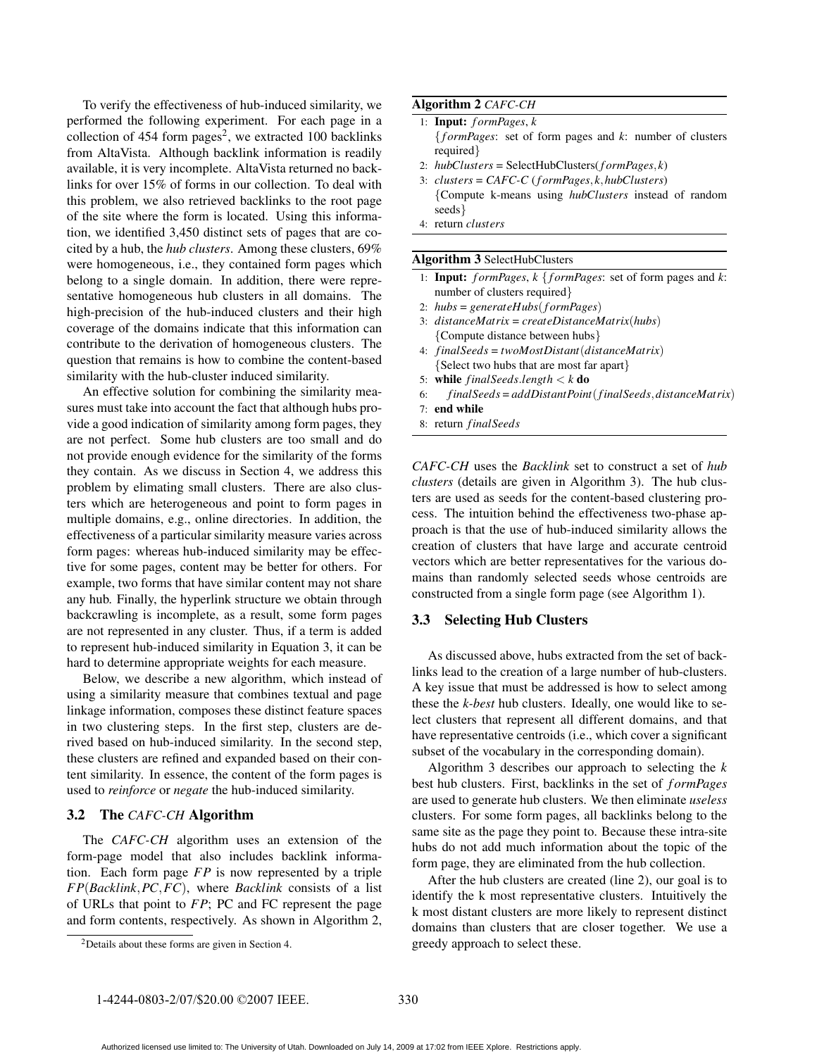To verify the effectiveness of hub-induced similarity, we performed the following experiment. For each page in a collection of 454 form pages[2], we extracted 100 backlinks from AltaVista. Although backlink information is readily available, it is very incomplete. AltaVista returned no backlinks for over 15% of forms in our collection. To deal with this problem, we also retrieved backlinks to the root page of the site where the form is located. Using this information, we identified 3,450 distinct sets of pages that are co-cited by a hub, the *hub clusters*. Among these clusters, 69% were homogeneous, i.e., they contained form pages which belong to a single domain. In addition, there were representative homogeneous hub clusters in all domains. The high-precision of the hub-induced clusters and their high coverage of the domains indicate that this information can contribute to the derivation of homogeneous clusters. The question that remains is how to combine the content-based similarity with the hub-cluster induced similarity.

An effective solution for combining the similarity measures must take into account the fact that although hubs provide a good indication of similarity among form pages, they are not perfect. Some hub clusters are too small and do not provide enough evidence for the similarity of the forms they contain. As we discuss in Section 4, we address this problem by elimating small clusters. There are also clusters which are heterogeneous and point to form pages in multiple domains, e.g., online directories. In addition, the effectiveness of a particular similarity measure varies across form pages: whereas hub-induced similarity may be effective for some pages, content may be better for others. For example, two forms that have similar content may not share any hub. Finally, the hyperlink structure we obtain through backcrawling is incomplete, as a result, some form pages are not represented in any cluster. Thus, if a term is added to represent hub-induced similarity in Equation 3, it can be hard to determine appropriate weights for each measure.

Below, we describe a new algorithm, which instead of using a similarity measure that combines textual and page linkage information, composes these distinct feature spaces in two clustering steps. In the first step, clusters are derived based on hub-induced similarity. In the second step, these clusters are refined and expanded based on their content similarity. In essence, the content of the form pages is used to *reinforce* or *negate* the hub-induced similarity.

### 3.2 The *CAFC-CH* Algorithm

The *CAFC-CH* algorithm uses an extension of the form-page model that also includes backlink information. Each form page $FP$ is now represented by a triple $FP(Backlink, PC, FC)$, where *Backlink* consists of a list of URLs that point to $FP$; PC and FC represent the page and form contents, respectively. As shown in Algorithm 2,

[2] Details about these forms are given in Section 4.

**Algorithm 2** *CAFC-CH*

```
1: Input: formPages, k
   {formPages: set of form pages and k: number of clusters required}
2: hubClusters = SelectHubClusters(formPages, k)
3: clusters = CAFC-C (formPages, k, hubClusters)
   {Compute k-means using hubClusters instead of random seeds}
4: return clusters
```

**Algorithm 3** SelectHubClusters

```
1: Input: formPages, k {formPages: set of form pages and k: number of clusters required}
2: hubs = generateHubs(formPages)
3: distanceMatrix = createDistanceMatrix(hubs)
   {Compute distance between hubs}
4: finalSeeds = twoMostDistant(distanceMatrix)
   {Select two hubs that are most far apart}
5: while finalSeeds.length < k do
6:    finalSeeds = addDistantPoint(finalSeeds, distanceMatrix)
7: end while
8: return finalSeeds
```

*CAFC-CH* uses the *Backlink* set to construct a set of *hub clusters* (details are given in Algorithm 3). The hub clusters are used as seeds for the content-based clustering process. The intuition behind the effectiveness two-phase approach is that the use of hub-induced similarity allows the creation of clusters that have large and accurate centroid vectors which are better representatives for the various domains than randomly selected seeds whose centroids are constructed from a single form page (see Algorithm 1).

### 3.3 Selecting Hub Clusters

As discussed above, hubs extracted from the set of backlinks lead to the creation of a large number of hub-clusters. A key issue that must be addressed is how to select among these the *k-best* hub clusters. Ideally, one would like to select clusters that represent all different domains, and that have representative centroids (i.e., which cover a significant subset of the vocabulary in the corresponding domain).

Algorithm 3 describes our approach to selecting the $k$ best hub clusters. First, backlinks in the set of *formPages* are used to generate hub clusters. We then eliminate *useless* clusters. For some form pages, all backlinks belong to the same site as the page they point to. Because these intra-site hubs do not add much information about the topic of the form page, they are eliminated from the hub collection.

After the hub clusters are created (line 2), our goal is to identify the k most representative clusters. Intuitively the k most distant clusters are more likely to represent distinct domains than clusters that are closer together. We use a greedy approach to select these.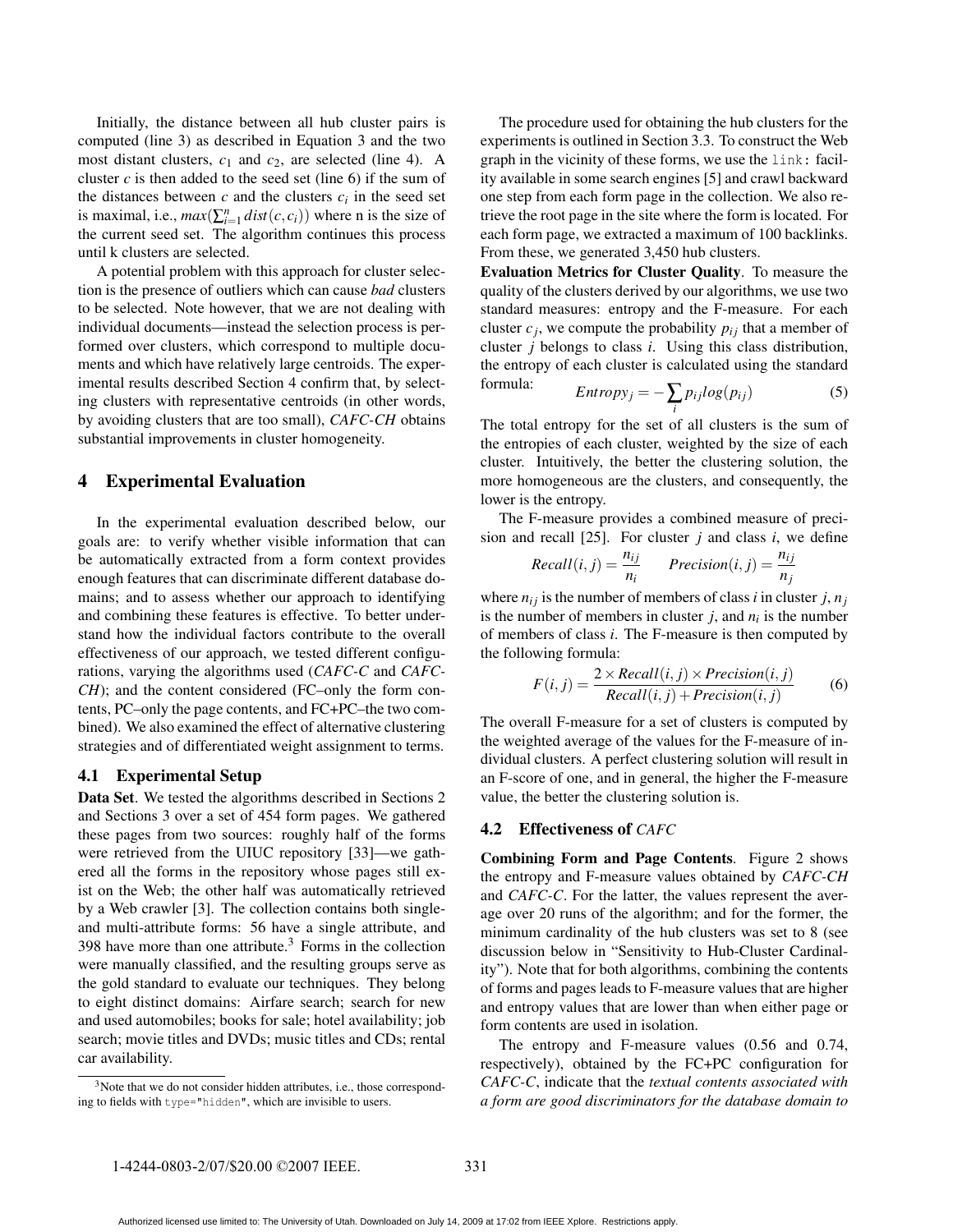Initially, the distance between all hub cluster pairs is computed (line 3) as described in Equation 3 and the two most distant clusters, $c_1$ and $c_2$, are selected (line 4). A cluster $c$ is then added to the seed set (line 6) if the sum of the distances between $c$ and the clusters $c_i$ in the seed set is maximal, i.e., $max(\sum_{i=1}^{n} dist(c, c_i))$ where n is the size of the current seed set. The algorithm continues this process until k clusters are selected.

A potential problem with this approach for cluster selection is the presence of outliers which can cause *bad* clusters to be selected. Note however, that we are not dealing with individual documents—instead the selection process is performed over clusters, which correspond to multiple documents and which have relatively large centroids. The experimental results described Section 4 confirm that, by selecting clusters with representative centroids (in other words, by avoiding clusters that are too small), *CAFC-CH* obtains substantial improvements in cluster homogeneity.

## 4 Experimental Evaluation

In the experimental evaluation described below, our goals are: to verify whether visible information that can be automatically extracted from a form context provides enough features that can discriminate different database domains; and to assess whether our approach to identifying and combining these features is effective. To better understand how the individual factors contribute to the overall effectiveness of our approach, we tested different configurations, varying the algorithms used (*CAFC-C* and *CAFC-CH*); and the content considered (FC–only the form contents, PC–only the page contents, and FC+PC–the two combined). We also examined the effect of alternative clustering strategies and of differentiated weight assignment to terms.

### 4.1 Experimental Setup

**Data Set**. We tested the algorithms described in Sections 2 and Sections 3 over a set of 454 form pages. We gathered these pages from two sources: roughly half of the forms were retrieved from the UIUC repository [33]—we gathered all the forms in the repository whose pages still exist on the Web; the other half was automatically retrieved by a Web crawler [3]. The collection contains both single- and multi-attribute forms: 56 have a single attribute, and 398 have more than one attribute.[3] Forms in the collection were manually classified, and the resulting groups serve as the gold standard to evaluate our techniques. They belong to eight distinct domains: Airfare search; search for new and used automobiles; books for sale; hotel availability; job search; movie titles and DVDs; music titles and CDs; rental car availability.

[3] Note that we do not consider hidden attributes, i.e., those corresponding to fields with `type="hidden"`, which are invisible to users.

The procedure used for obtaining the hub clusters for the experiments is outlined in Section 3.3. To construct the Web graph in the vicinity of these forms, we use the `link:` facility available in some search engines [5] and crawl backward one step from each form page in the collection. We also retrieve the root page in the site where the form is located. For each form page, we extracted a maximum of 100 backlinks. From these, we generated 3,450 hub clusters.

**Evaluation Metrics for Cluster Quality**. To measure the quality of the clusters derived by our algorithms, we use two standard measures: entropy and the F-measure. For each cluster $c_j$, we compute the probability $p_{ij}$ that a member of cluster $j$ belongs to class $i$. Using this class distribution, the entropy of each cluster is calculated using the standard formula:

$$Entropy_j = -\sum_i p_{ij} log(p_{ij}) \quad (5)$$

The total entropy for the set of all clusters is the sum of the entropies of each cluster, weighted by the size of each cluster. Intuitively, the better the clustering solution, the more homogeneous are the clusters, and consequently, the lower is the entropy.

The F-measure provides a combined measure of precision and recall [25]. For cluster $j$ and class $i$, we define

$$Recall(i,j) = \frac{n_{ij}}{n_i} \qquad Precision(i,j) = \frac{n_{ij}}{n_j}$$

where $n_{ij}$ is the number of members of class $i$ in cluster $j$, $n_j$ is the number of members in cluster $j$, and $n_i$ is the number of members of class $i$. The F-measure is then computed by the following formula:

$$F(i,j) = \frac{2 \times Recall(i,j) \times Precision(i,j)}{Recall(i,j) + Precision(i,j)} \quad (6)$$

The overall F-measure for a set of clusters is computed by the weighted average of the values for the F-measure of individual clusters. A perfect clustering solution will result in an F-score of one, and in general, the higher the F-measure value, the better the clustering solution is.

### 4.2 Effectiveness of *CAFC*

**Combining Form and Page Contents**. Figure 2 shows the entropy and F-measure values obtained by *CAFC-CH* and *CAFC-C*. For the latter, the values represent the average over 20 runs of the algorithm; and for the former, the minimum cardinality of the hub clusters was set to 8 (see discussion below in "Sensitivity to Hub-Cluster Cardinality"). Note that for both algorithms, combining the contents of forms and pages leads to F-measure values that are higher and entropy values that are lower than when either page or form contents are used in isolation.

The entropy and F-measure values (0.56 and 0.74, respectively), obtained by the FC+PC configuration for *CAFC-C*, indicate that the *textual contents associated with a form are good discriminators for the database domain to*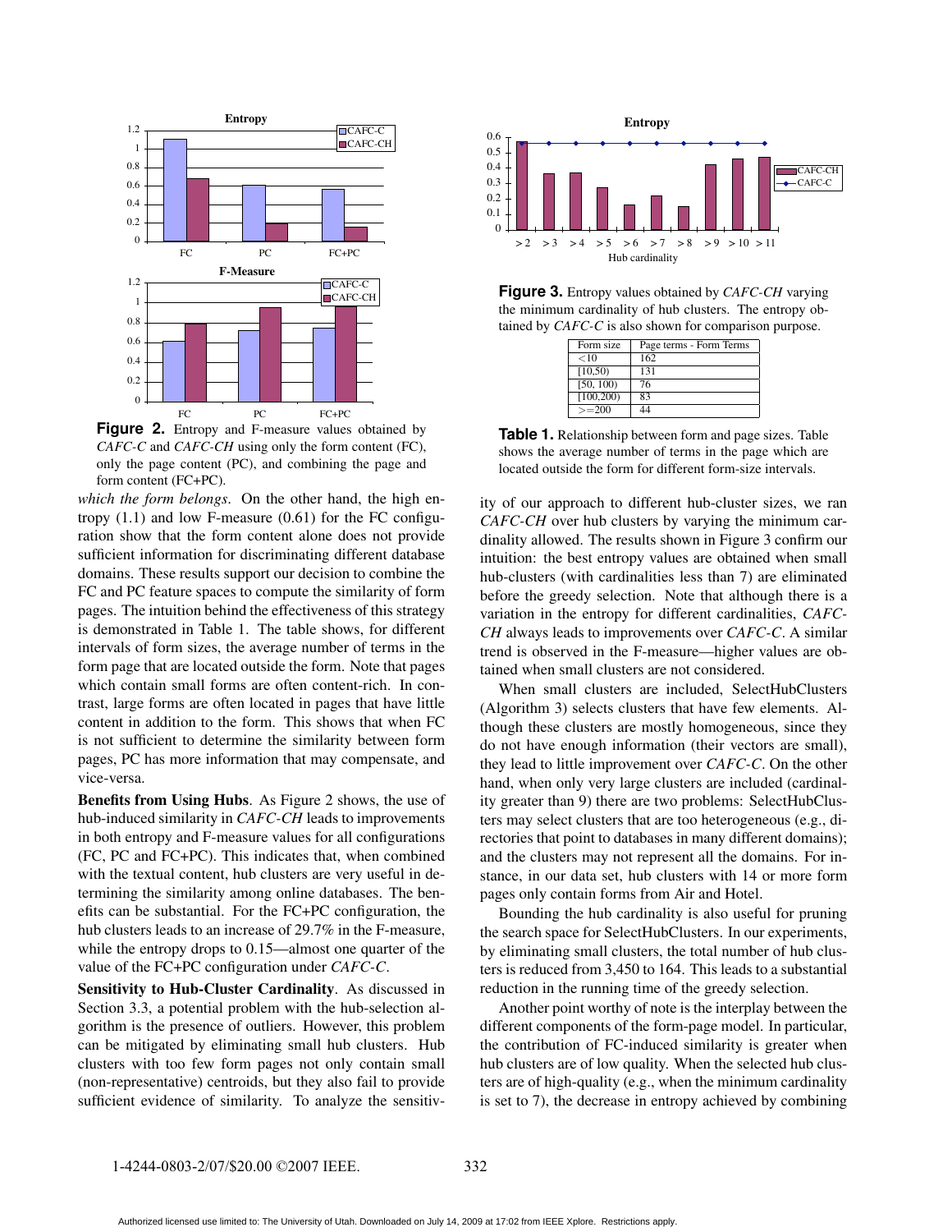Figure 2. Entropy and F-measure values obtained by *CAFC-C* and *CAFC-CH* using only the form content (FC), only the page content (PC), and combining the page and form content (FC+PC).

*which the form belongs*. On the other hand, the high entropy (1.1) and low F-measure (0.61) for the FC configuration show that the form content alone does not provide sufficient information for discriminating different database domains. These results support our decision to combine the FC and PC feature spaces to compute the similarity of form pages. The intuition behind the effectiveness of this strategy is demonstrated in Table 1. The table shows, for different intervals of form sizes, the average number of terms in the form page that are located outside the form. Note that pages which contain small forms are often content-rich. In contrast, large forms are often located in pages that have little content in addition to the form. This shows that when FC is not sufficient to determine the similarity between form pages, PC has more information that may compensate, and vice-versa.

**Benefits from Using Hubs**. As Figure 2 shows, the use of hub-induced similarity in *CAFC-CH* leads to improvements in both entropy and F-measure values for all configurations (FC, PC and FC+PC). This indicates that, when combined with the textual content, hub clusters are very useful in determining the similarity among online databases. The benefits can be substantial. For the FC+PC configuration, the hub clusters leads to an increase of 29.7% in the F-measure, while the entropy drops to 0.15—almost one quarter of the value of the FC+PC configuration under *CAFC-C*.

**Sensitivity to Hub-Cluster Cardinality**. As discussed in Section 3.3, a potential problem with the hub-selection algorithm is the presence of outliers. However, this problem can be mitigated by eliminating small hub clusters. Hub clusters with too few form pages not only contain small (non-representative) centroids, but they also fail to provide sufficient evidence of similarity. To analyze the sensitivity of our approach to different hub-cluster sizes, we ran *CAFC-CH* over hub clusters by varying the minimum cardinality allowed. The results shown in Figure 3 confirm our intuition: the best entropy values are obtained when small hub-clusters (with cardinalities less than 7) are eliminated before the greedy selection. Note that although there is a variation in the entropy for different cardinalities, *CAFC-CH* always leads to improvements over *CAFC-C*. A similar trend is observed in the F-measure—higher values are obtained when small clusters are not considered.

Figure 3. Entropy values obtained by *CAFC-CH* varying the minimum cardinality of hub clusters. The entropy obtained by *CAFC-C* is also shown for comparison purpose.

| Form size | Page terms - Form Terms |
|---|---|
| <10 | 162 |
| [10,50) | 131 |
| [50, 100) | 76 |
| [100,200) | 83 |
| >=200 | 44 |

Table 1. Relationship between form and page sizes. Table shows the average number of terms in the page which are located outside the form for different form-size intervals.

When small clusters are included, SelectHubClusters (Algorithm 3) selects clusters that have few elements. Although these clusters are mostly homogeneous, since they do not have enough information (their vectors are small), they lead to little improvement over *CAFC-C*. On the other hand, when only very large clusters are included (cardinality greater than 9) there are two problems: SelectHubClusters may select clusters that are too heterogeneous (e.g., directories that point to databases in many different domains); and the clusters may not represent all the domains. For instance, in our data set, hub clusters with 14 or more form pages only contain forms from Air and Hotel.

Bounding the hub cardinality is also useful for pruning the search space for SelectHubClusters. In our experiments, by eliminating small clusters, the total number of hub clusters is reduced from 3,450 to 164. This leads to a substantial reduction in the running time of the greedy selection.

Another point worthy of note is the interplay between the different components of the form-page model. In particular, the contribution of FC-induced similarity is greater when hub clusters are of low quality. When the selected hub clusters are of high-quality (e.g., when the minimum cardinality is set to 7), the decrease in entropy achieved by combining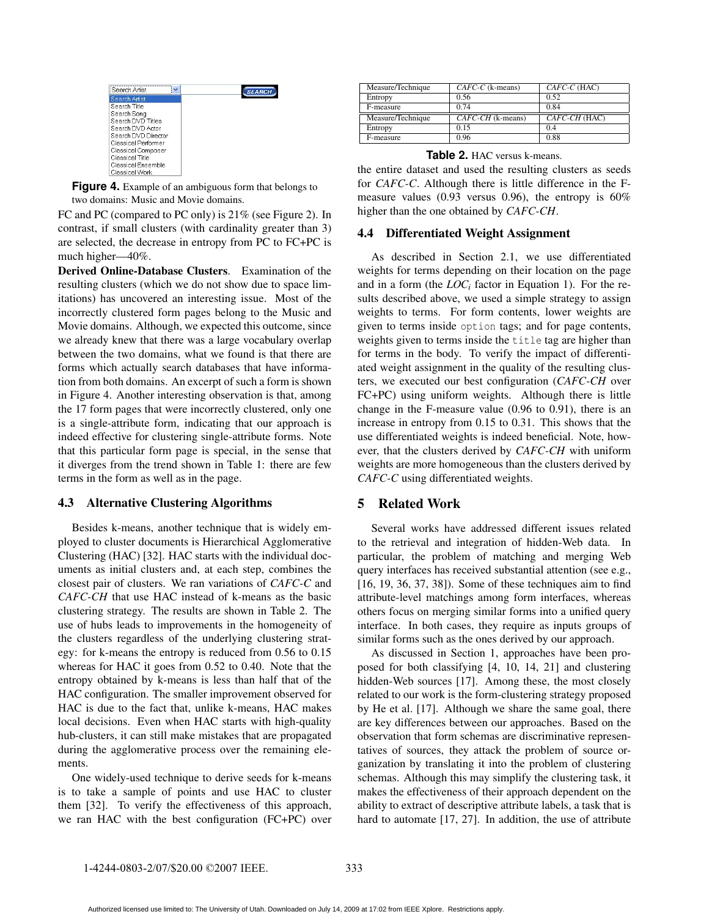Figure 4. Example of an ambiguous form that belongs to two domains: Music and Movie domains.

FC and PC (compared to PC only) is 21% (see Figure 2). In contrast, if small clusters (with cardinality greater than 3) are selected, the decrease in entropy from PC to FC+PC is much higher—40%.

**Derived Online-Database Clusters**. Examination of the resulting clusters (which we do not show due to space limitations) has uncovered an interesting issue. Most of the incorrectly clustered form pages belong to the Music and Movie domains. Although, we expected this outcome, since we already knew that there was a large vocabulary overlap between the two domains, what we found is that there are forms which actually search databases that have information from both domains. An excerpt of such a form is shown in Figure 4. Another interesting observation is that, among the 17 form pages that were incorrectly clustered, only one is a single-attribute form, indicating that our approach is indeed effective for clustering single-attribute forms. Note that this particular form page is special, in the sense that it diverges from the trend shown in Table 1: there are few terms in the form as well as in the page.

### 4.3 Alternative Clustering Algorithms

Besides k-means, another technique that is widely employed to cluster documents is Hierarchical Agglomerative Clustering (HAC) [32]. HAC starts with the individual documents as initial clusters and, at each step, combines the closest pair of clusters. We ran variations of *CAFC-C* and *CAFC-CH* that use HAC instead of k-means as the basic clustering strategy. The results are shown in Table 2. The use of hubs leads to improvements in the homogeneity of the clusters regardless of the underlying clustering strategy: for k-means the entropy is reduced from 0.56 to 0.15 whereas for HAC it goes from 0.52 to 0.40. Note that the entropy obtained by k-means is less than half that of the HAC configuration. The smaller improvement observed for HAC is due to the fact that, unlike k-means, HAC makes local decisions. Even when HAC starts with high-quality hub-clusters, it can still make mistakes that are propagated during the agglomerative process over the remaining elements.

One widely-used technique to derive seeds for k-means is to take a sample of points and use HAC to cluster them [32]. To verify the effectiveness of this approach, we ran HAC with the best configuration (FC+PC) over

| Measure/Technique | *CAFC-C* (k-means) | *CAFC-C* (HAC) |
|---|---|---|
| Entropy | 0.56 | 0.52 |
| F-measure | 0.74 | 0.84 |
| Measure/Technique | *CAFC-CH* (k-means) | *CAFC-CH* (HAC) |
| Entropy | 0.15 | 0.4 |
| F-measure | 0.96 | 0.88 |

**Table 2.** HAC versus k-means.

the entire dataset and used the resulting clusters as seeds for *CAFC-C*. Although there is little difference in the F-measure values (0.93 versus 0.96), the entropy is 60% higher than the one obtained by *CAFC-CH*.

### 4.4 Differentiated Weight Assignment

As described in Section 2.1, we use differentiated weights for terms depending on their location on the page and in a form (the $LOC_i$ factor in Equation 1). For the results described above, we used a simple strategy to assign weights to terms. For form contents, lower weights are given to terms inside `option` tags; and for page contents, weights given to terms inside the `title` tag are higher than for terms in the body. To verify the impact of differentiated weight assignment in the quality of the resulting clusters, we executed our best configuration (*CAFC-CH* over FC+PC) using uniform weights. Although there is little change in the F-measure value (0.96 to 0.91), there is an increase in entropy from 0.15 to 0.31. This shows that the use differentiated weights is indeed beneficial. Note, however, that the clusters derived by *CAFC-CH* with uniform weights are more homogeneous than the clusters derived by *CAFC-C* using differentiated weights.

## 5 Related Work

Several works have addressed different issues related to the retrieval and integration of hidden-Web data. In particular, the problem of matching and merging Web query interfaces has received substantial attention (see e.g., [16, 19, 36, 37, 38]). Some of these techniques aim to find attribute-level matchings among form interfaces, whereas others focus on merging similar forms into a unified query interface. In both cases, they require as inputs groups of similar forms such as the ones derived by our approach.

As discussed in Section 1, approaches have been proposed for both classifying [4, 10, 14, 21] and clustering hidden-Web sources [17]. Among these, the most closely related to our work is the form-clustering strategy proposed by He et al. [17]. Although we share the same goal, there are key differences between our approaches. Based on the observation that form schemas are discriminative representatives of sources, they attack the problem of source organization by translating it into the problem of clustering schemas. Although this may simplify the clustering task, it makes the effectiveness of their approach dependent on the ability to extract of descriptive attribute labels, a task that is hard to automate [17, 27]. In addition, the use of attribute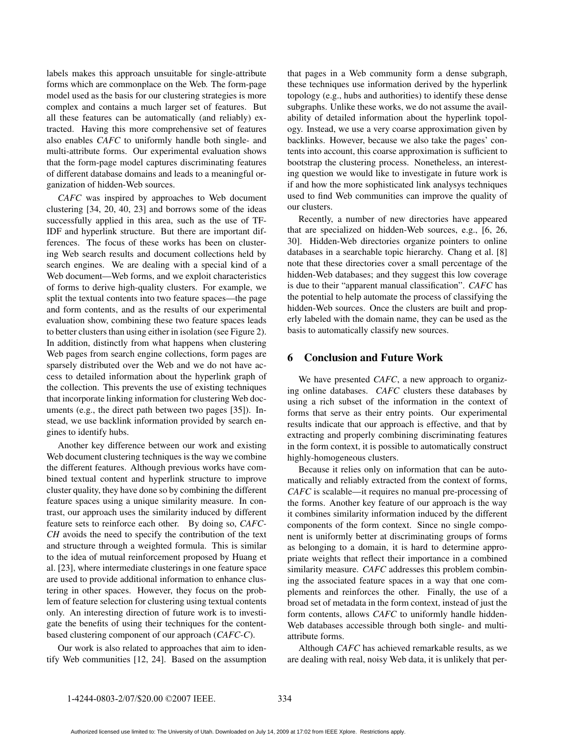labels makes this approach unsuitable for single-attribute forms which are commonplace on the Web. The form-page model used as the basis for our clustering strategies is more complex and contains a much larger set of features. But all these features can be automatically (and reliably) extracted. Having this more comprehensive set of features also enables *CAFC* to uniformly handle both single- and multi-attribute forms. Our experimental evaluation shows that the form-page model captures discriminating features of different database domains and leads to a meaningful organization of hidden-Web sources.

*CAFC* was inspired by approaches to Web document clustering [34, 20, 40, 23] and borrows some of the ideas successfully applied in this area, such as the use of TF-IDF and hyperlink structure. But there are important differences. The focus of these works has been on clustering Web search results and document collections held by search engines. We are dealing with a special kind of a Web document—Web forms, and we exploit characteristics of forms to derive high-quality clusters. For example, we split the textual contents into two feature spaces—the page and form contents, and as the results of our experimental evaluation show, combining these two feature spaces leads to better clusters than using either in isolation (see Figure 2). In addition, distinctly from what happens when clustering Web pages from search engine collections, form pages are sparsely distributed over the Web and we do not have access to detailed information about the hyperlink graph of the collection. This prevents the use of existing techniques that incorporate linking information for clustering Web documents (e.g., the direct path between two pages [35]). Instead, we use backlink information provided by search engines to identify hubs.

Another key difference between our work and existing Web document clustering techniques is the way we combine the different features. Although previous works have combined textual content and hyperlink structure to improve cluster quality, they have done so by combining the different feature spaces using a unique similarity measure. In contrast, our approach uses the similarity induced by different feature sets to reinforce each other. By doing so, *CAFC-CH* avoids the need to specify the contribution of the text and structure through a weighted formula. This is similar to the idea of mutual reinforcement proposed by Huang et al. [23], where intermediate clusterings in one feature space are used to provide additional information to enhance clustering in other spaces. However, they focus on the problem of feature selection for clustering using textual contents only. An interesting direction of future work is to investigate the benefits of using their techniques for the content-based clustering component of our approach (*CAFC-C*).

Our work is also related to approaches that aim to identify Web communities [12, 24]. Based on the assumption that pages in a Web community form a dense subgraph, these techniques use information derived by the hyperlink topology (e.g., hubs and authorities) to identify these dense subgraphs. Unlike these works, we do not assume the availability of detailed information about the hyperlink topology. Instead, we use a very coarse approximation given by backlinks. However, because we also take the pages' contents into account, this coarse approximation is sufficient to bootstrap the clustering process. Nonetheless, an interesting question we would like to investigate in future work is if and how the more sophisticated link analysys techniques used to find Web communities can improve the quality of our clusters.

Recently, a number of new directories have appeared that are specialized on hidden-Web sources, e.g., [6, 26, 30]. Hidden-Web directories organize pointers to online databases in a searchable topic hierarchy. Chang et al. [8] note that these directories cover a small percentage of the hidden-Web databases; and they suggest this low coverage is due to their "apparent manual classification". *CAFC* has the potential to help automate the process of classifying the hidden-Web sources. Once the clusters are built and properly labeled with the domain name, they can be used as the basis to automatically classify new sources.

## 6 Conclusion and Future Work

We have presented *CAFC*, a new approach to organizing online databases. *CAFC* clusters these databases by using a rich subset of the information in the context of forms that serve as their entry points. Our experimental results indicate that our approach is effective, and that by extracting and properly combining discriminating features in the form context, it is possible to automatically construct highly-homogeneous clusters.

Because it relies only on information that can be automatically and reliably extracted from the context of forms, *CAFC* is scalable—it requires no manual pre-processing of the forms. Another key feature of our approach is the way it combines similarity information induced by the different components of the form context. Since no single component is uniformly better at discriminating groups of forms as belonging to a domain, it is hard to determine appropriate weights that reflect their importance in a combined similarity measure. *CAFC* addresses this problem combining the associated feature spaces in a way that one complements and reinforces the other. Finally, the use of a broad set of metadata in the form context, instead of just the form contents, allows *CAFC* to uniformly handle hidden-Web databases accessible through both single- and multi-attribute forms.

Although *CAFC* has achieved remarkable results, as we are dealing with real, noisy Web data, it is unlikely that per-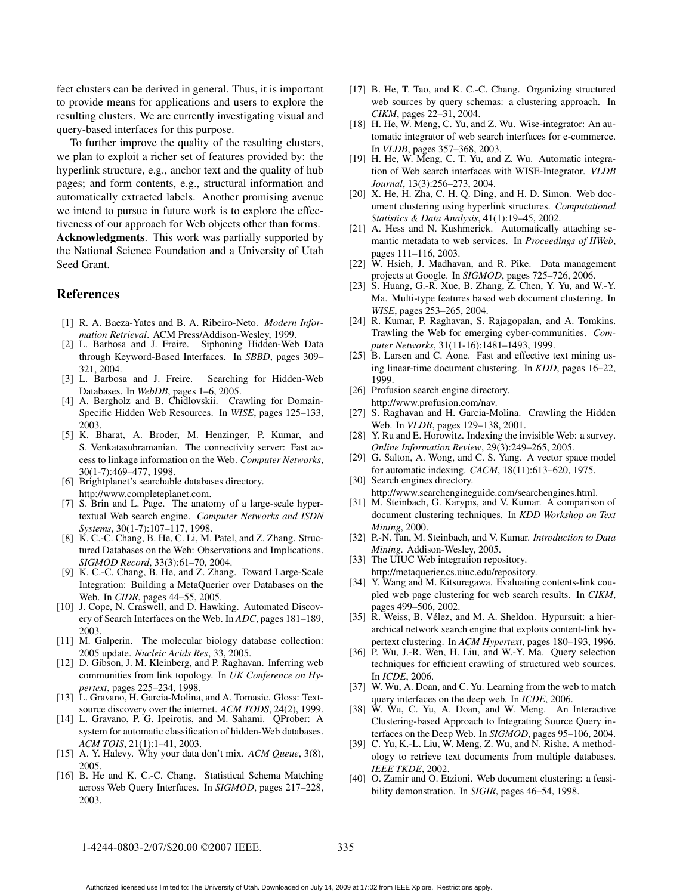fect clusters can be derived in general. Thus, it is important to provide means for applications and users to explore the resulting clusters. We are currently investigating visual and query-based interfaces for this purpose.

To further improve the quality of the resulting clusters, we plan to exploit a richer set of features provided by: the hyperlink structure, e.g., anchor text and the quality of hub pages; and form contents, e.g., structural information and automatically extracted labels. Another promising avenue we intend to pursue in future work is to explore the effectiveness of our approach for Web objects other than forms.

**Acknowledgments**. This work was partially supported by the National Science Foundation and a University of Utah Seed Grant.

## References

[1] R. A. Baeza-Yates and B. A. Ribeiro-Neto. *Modern Information Retrieval*. ACM Press/Addison-Wesley, 1999.

[2] L. Barbosa and J. Freire. Siphoning Hidden-Web Data through Keyword-Based Interfaces. In *SBBD*, pages 309–321, 2004.

[3] L. Barbosa and J. Freire. Searching for Hidden-Web Databases. In *WebDB*, pages 1–6, 2005.

[4] A. Bergholz and B. Chidlovskii. Crawling for Domain-Specific Hidden Web Resources. In *WISE*, pages 125–133, 2003.

[5] K. Bharat, A. Broder, M. Henzinger, P. Kumar, and S. Venkatasubramanian. The connectivity server: Fast access to linkage information on the Web. *Computer Networks*, 30(1-7):469–477, 1998.

[6] Brightplanet's searchable databases directory. http://www.completeplanet.com.

[7] S. Brin and L. Page. The anatomy of a large-scale hypertextual Web search engine. *Computer Networks and ISDN Systems*, 30(1-7):107–117, 1998.

[8] K. C.-C. Chang, B. He, C. Li, M. Patel, and Z. Zhang. Structured Databases on the Web: Observations and Implications. *SIGMOD Record*, 33(3):61–70, 2004.

[9] K. C.-C. Chang, B. He, and Z. Zhang. Toward Large-Scale Integration: Building a MetaQuerier over Databases on the Web. In *CIDR*, pages 44–55, 2005.

[10] J. Cope, N. Craswell, and D. Hawking. Automated Discovery of Search Interfaces on the Web. In *ADC*, pages 181–189, 2003.

[11] M. Galperin. The molecular biology database collection: 2005 update. *Nucleic Acids Res*, 33, 2005.

[12] D. Gibson, J. M. Kleinberg, and P. Raghavan. Inferring web communities from link topology. In *UK Conference on Hypertext*, pages 225–234, 1998.

[13] L. Gravano, H. Garcia-Molina, and A. Tomasic. Gloss: Text-source discovery over the internet. *ACM TODS*, 24(2), 1999.

[14] L. Gravano, P. G. Ipeirotis, and M. Sahami. QProber: A system for automatic classification of hidden-Web databases. *ACM TOIS*, 21(1):1–41, 2003.

[15] A. Y. Halevy. Why your data don't mix. *ACM Queue*, 3(8), 2005.

[16] B. He and K. C.-C. Chang. Statistical Schema Matching across Web Query Interfaces. In *SIGMOD*, pages 217–228, 2003.

[17] B. He, T. Tao, and K. C.-C. Chang. Organizing structured web sources by query schemas: a clustering approach. In *CIKM*, pages 22–31, 2004.

[18] H. He, W. Meng, C. Yu, and Z. Wu. Wise-integrator: An automatic integrator of web search interfaces for e-commerce. In *VLDB*, pages 357–368, 2003.

[19] H. He, W. Meng, C. T. Yu, and Z. Wu. Automatic integration of Web search interfaces with WISE-Integrator. *VLDB Journal*, 13(3):256–273, 2004.

[20] X. He, H. Zha, C. H. Q. Ding, and H. D. Simon. Web document clustering using hyperlink structures. *Computational Statistics & Data Analysis*, 41(1):19–45, 2002.

[21] A. Hess and N. Kushmerick. Automatically attaching semantic metadata to web services. In *Proceedings of IIWeb*, pages 111–116, 2003.

[22] W. Hsieh, J. Madhavan, and R. Pike. Data management projects at Google. In *SIGMOD*, pages 725–726, 2006.

[23] S. Huang, G.-R. Xue, B. Zhang, Z. Chen, Y. Yu, and W.-Y. Ma. Multi-type features based web document clustering. In *WISE*, pages 253–265, 2004.

[24] R. Kumar, P. Raghavan, S. Rajagopalan, and A. Tomkins. Trawling the Web for emerging cyber-communities. *Computer Networks*, 31(11-16):1481–1493, 1999.

[25] B. Larsen and C. Aone. Fast and effective text mining using linear-time document clustering. In *KDD*, pages 16–22, 1999.

[26] Profusion search engine directory. http://www.profusion.com/nav.

[27] S. Raghavan and H. Garcia-Molina. Crawling the Hidden Web. In *VLDB*, pages 129–138, 2001.

[28] Y. Ru and E. Horowitz. Indexing the invisible Web: a survey. *Online Information Review*, 29(3):249–265, 2005.

[29] G. Salton, A. Wong, and C. S. Yang. A vector space model for automatic indexing. *CACM*, 18(11):613–620, 1975.

[30] Search engines directory. http://www.searchengineguide.com/searchengines.html.

[31] M. Steinbach, G. Karypis, and V. Kumar. A comparison of document clustering techniques. In *KDD Workshop on Text Mining*, 2000.

[32] P.-N. Tan, M. Steinbach, and V. Kumar. *Introduction to Data Mining*. Addison-Wesley, 2005.

[33] The UIUC Web integration repository. http://metaquerier.cs.uiuc.edu/repository.

[34] Y. Wang and M. Kitsuregawa. Evaluating contents-link coupled web page clustering for web search results. In *CIKM*, pages 499–506, 2002.

[35] R. Weiss, B. Vélez, and M. A. Sheldon. Hypursuit: a hierarchical network search engine that exploits content-link hypertext clustering. In *ACM Hypertext*, pages 180–193, 1996.

[36] P. Wu, J.-R. Wen, H. Liu, and W.-Y. Ma. Query selection techniques for efficient crawling of structured web sources. In *ICDE*, 2006.

[37] W. Wu, A. Doan, and C. Yu. Learning from the web to match query interfaces on the deep web. In *ICDE*, 2006.

[38] W. Wu, C. Yu, A. Doan, and W. Meng. An Interactive Clustering-based Approach to Integrating Source Query interfaces on the Deep Web. In *SIGMOD*, pages 95–106, 2004.

[39] C. Yu, K.-L. Liu, W. Meng, Z. Wu, and N. Rishe. A methodology to retrieve text documents from multiple databases. *IEEE TKDE*, 2002.

[40] O. Zamir and O. Etzioni. Web document clustering: a feasibility demonstration. In *SIGIR*, pages 46–54, 1998.